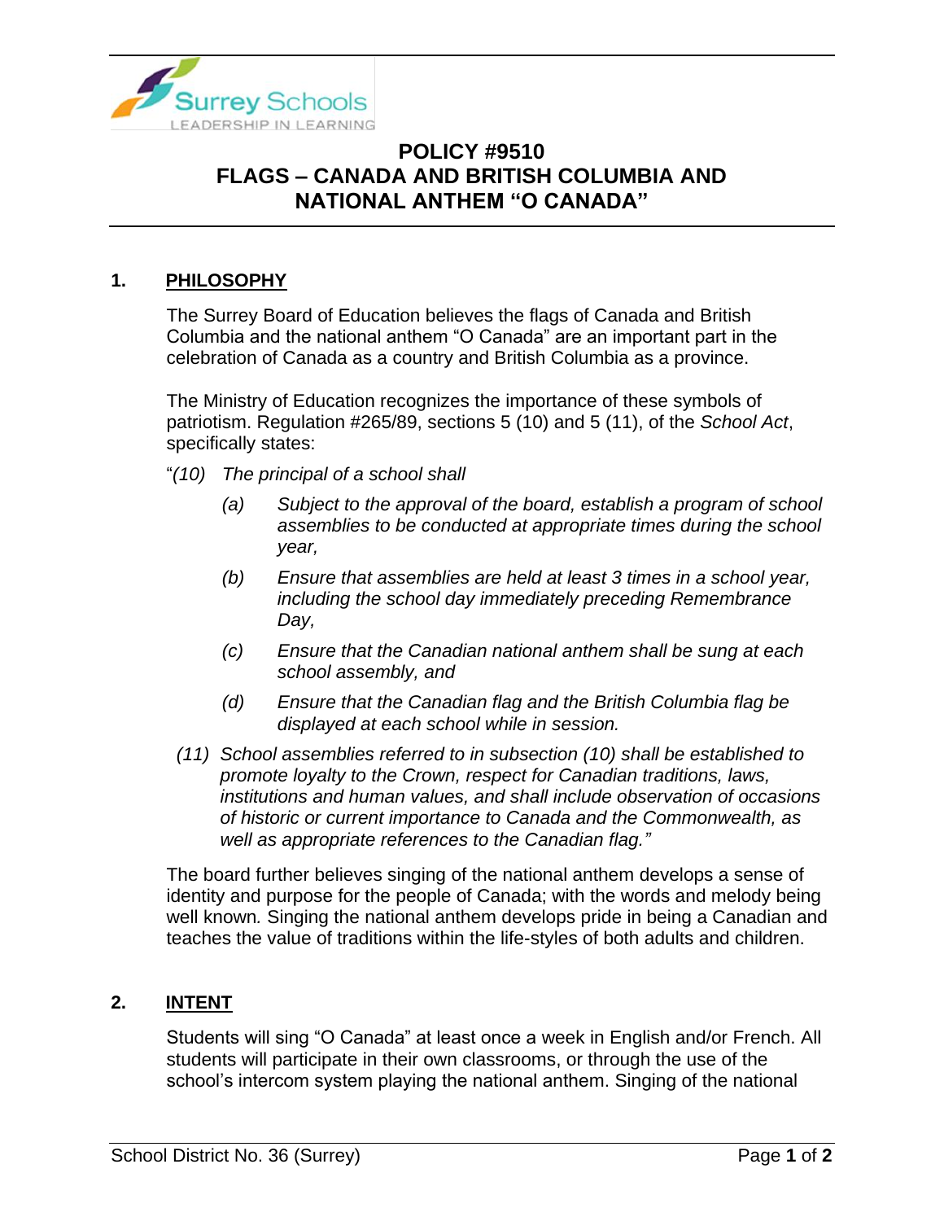# POLICY #9510
# FLAGS – CANADA AND BRITISH COLUMBIA AND NATIONAL ANTHEM "O CANADA"

## 1. PHILOSOPHY

The Surrey Board of Education believes the flags of Canada and British Columbia and the national anthem "O Canada" are an important part in the celebration of Canada as a country and British Columbia as a province.

The Ministry of Education recognizes the importance of these symbols of patriotism. Regulation #265/89, sections 5 (10) and 5 (11), of the *School Act*, specifically states:

"*(10) The principal of a school shall*

- *(a) Subject to the approval of the board, establish a program of school assemblies to be conducted at appropriate times during the school year,*
- *(b) Ensure that assemblies are held at least 3 times in a school year, including the school day immediately preceding Remembrance Day,*
- *(c) Ensure that the Canadian national anthem shall be sung at each school assembly, and*
- *(d) Ensure that the Canadian flag and the British Columbia flag be displayed at each school while in session.*

*(11) School assemblies referred to in subsection (10) shall be established to promote loyalty to the Crown, respect for Canadian traditions, laws, institutions and human values, and shall include observation of occasions of historic or current importance to Canada and the Commonwealth, as well as appropriate references to the Canadian flag."*

The board further believes singing of the national anthem develops a sense of identity and purpose for the people of Canada; with the words and melody being well known. Singing the national anthem develops pride in being a Canadian and teaches the value of traditions within the life-styles of both adults and children.

## 2. INTENT

Students will sing "O Canada" at least once a week in English and/or French. All students will participate in their own classrooms, or through the use of the school's intercom system playing the national anthem. Singing of the national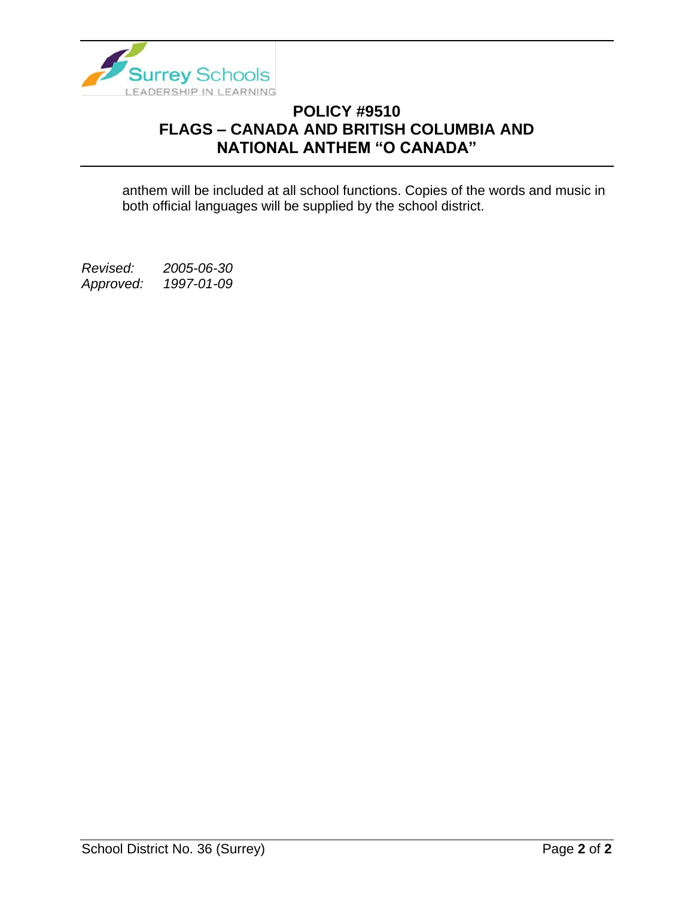anthem will be included at all school functions. Copies of the words and music in both official languages will be supplied by the school district.

*Revised: 2005-06-30*
*Approved: 1997-01-09*